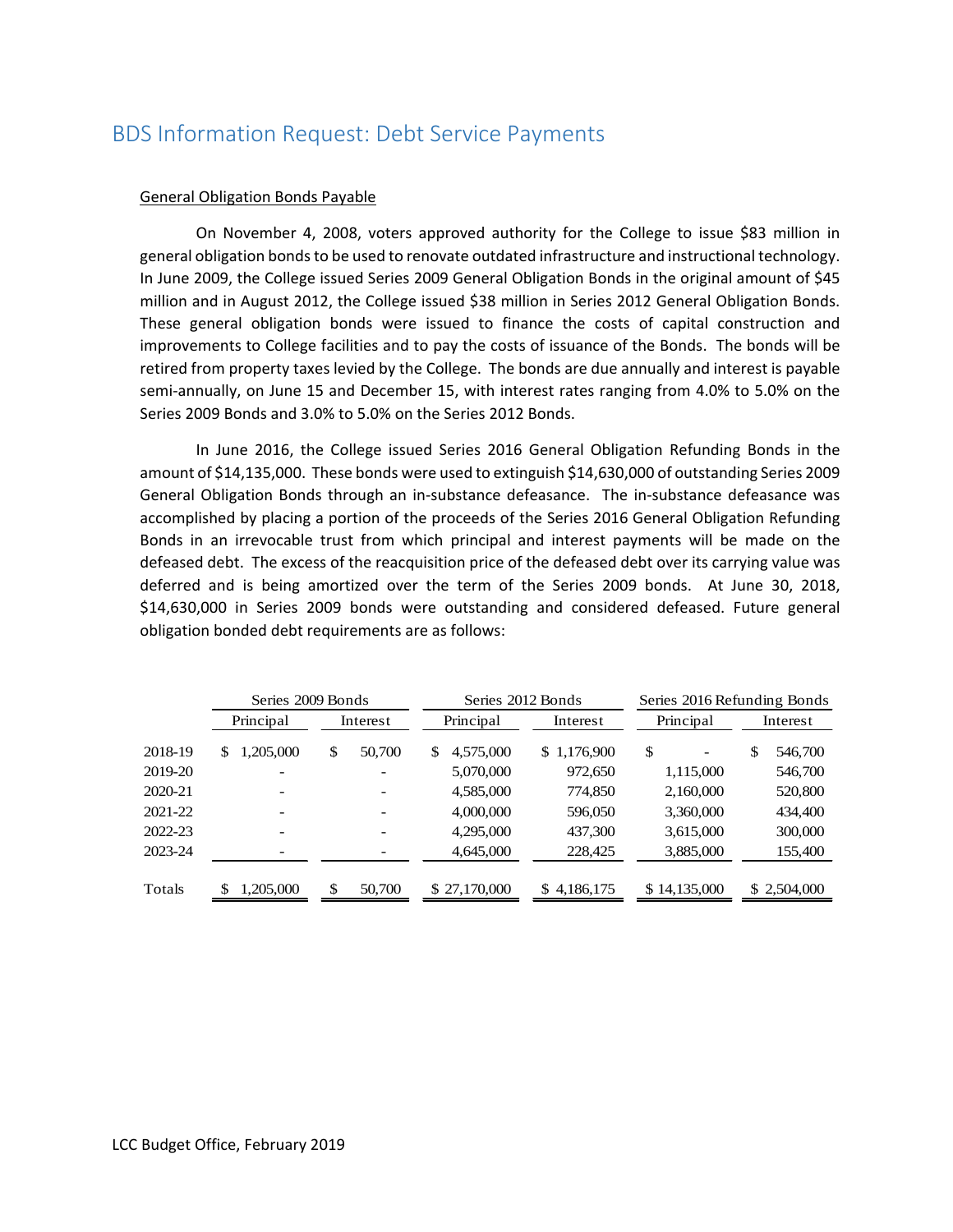# BDS Information Request: Debt Service Payments

General Obligation Bonds Payable

On November 4, 2008, voters approved authority for the College to issue $83 million in general obligation bonds to be used to renovate outdated infrastructure and instructional technology. In June 2009, the College issued Series 2009 General Obligation Bonds in the original amount of $45 million and in August 2012, the College issued $38 million in Series 2012 General Obligation Bonds. These general obligation bonds were issued to finance the costs of capital construction and improvements to College facilities and to pay the costs of issuance of the Bonds. The bonds will be retired from property taxes levied by the College. The bonds are due annually and interest is payable semi-annually, on June 15 and December 15, with interest rates ranging from 4.0% to 5.0% on the Series 2009 Bonds and 3.0% to 5.0% on the Series 2012 Bonds.

In June 2016, the College issued Series 2016 General Obligation Refunding Bonds in the amount of $14,135,000. These bonds were used to extinguish $14,630,000 of outstanding Series 2009 General Obligation Bonds through an in-substance defeasance. The in-substance defeasance was accomplished by placing a portion of the proceeds of the Series 2016 General Obligation Refunding Bonds in an irrevocable trust from which principal and interest payments will be made on the defeased debt. The excess of the reacquisition price of the defeased debt over its carrying value was deferred and is being amortized over the term of the Series 2009 bonds. At June 30, 2018, $14,630,000 in Series 2009 bonds were outstanding and considered defeased. Future general obligation bonded debt requirements are as follows:

| | Series 2009 Bonds | | Series 2012 Bonds | | Series 2016 Refunding Bonds | |
|---|---|---|---|---|---|---|
| | Principal | Interest | Principal | Interest | Principal | Interest |
| 2018-19 | $ 1,205,000 | $ 50,700 | $ 4,575,000 | $ 1,176,900 | $ - | $ 546,700 |
| 2019-20 | - | - | 5,070,000 | 972,650 | 1,115,000 | 546,700 |
| 2020-21 | - | - | 4,585,000 | 774,850 | 2,160,000 | 520,800 |
| 2021-22 | - | - | 4,000,000 | 596,050 | 3,360,000 | 434,400 |
| 2022-23 | - | - | 4,295,000 | 437,300 | 3,615,000 | 300,000 |
| 2023-24 | - | - | 4,645,000 | 228,425 | 3,885,000 | 155,400 |
| Totals | $ 1,205,000 | $ 50,700 | $ 27,170,000 | $ 4,186,175 | $ 14,135,000 | $ 2,504,000 |

LCC Budget Office, February 2019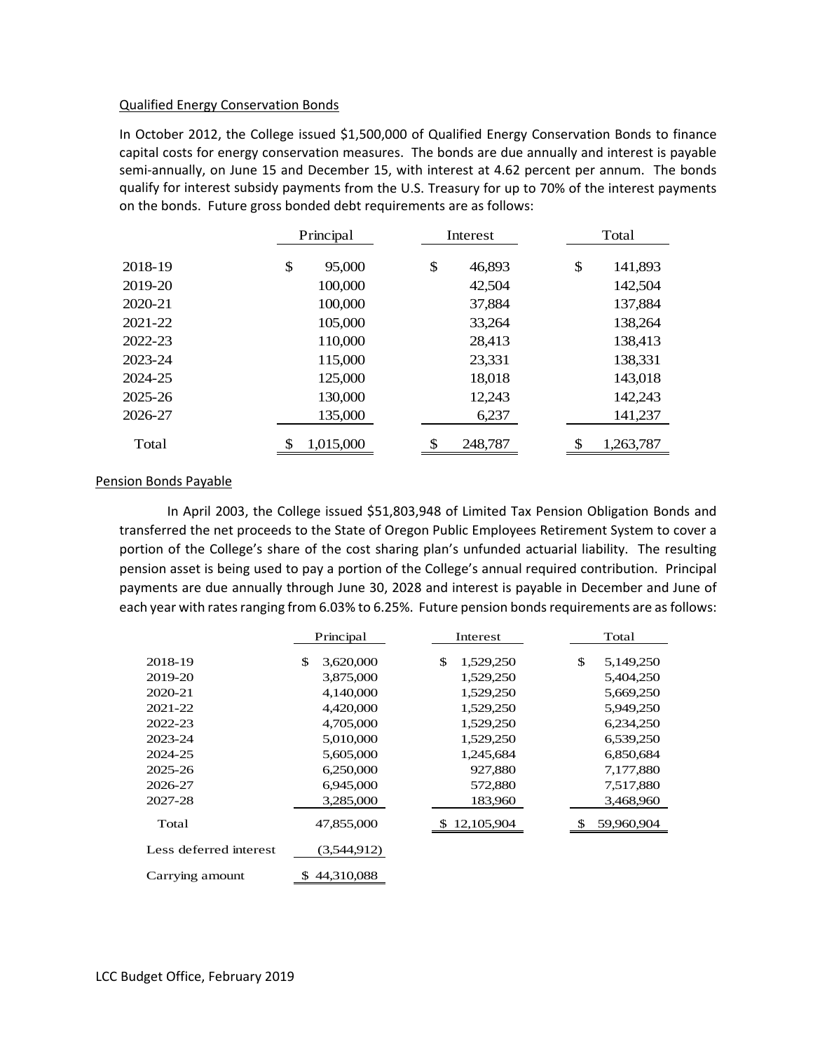Qualified Energy Conservation Bonds

In October 2012, the College issued $1,500,000 of Qualified Energy Conservation Bonds to finance capital costs for energy conservation measures. The bonds are due annually and interest is payable semi-annually, on June 15 and December 15, with interest at 4.62 percent per annum. The bonds qualify for interest subsidy payments from the U.S. Treasury for up to 70% of the interest payments on the bonds. Future gross bonded debt requirements are as follows:

| | Principal | Interest | Total |
|---|---|---|---|
| 2018-19 | $ 95,000 | $ 46,893 | $ 141,893 |
| 2019-20 | 100,000 | 42,504 | 142,504 |
| 2020-21 | 100,000 | 37,884 | 137,884 |
| 2021-22 | 105,000 | 33,264 | 138,264 |
| 2022-23 | 110,000 | 28,413 | 138,413 |
| 2023-24 | 115,000 | 23,331 | 138,331 |
| 2024-25 | 125,000 | 18,018 | 143,018 |
| 2025-26 | 130,000 | 12,243 | 142,243 |
| 2026-27 | 135,000 | 6,237 | 141,237 |
| Total | $ 1,015,000 | $ 248,787 | $ 1,263,787 |

Pension Bonds Payable

In April 2003, the College issued $51,803,948 of Limited Tax Pension Obligation Bonds and transferred the net proceeds to the State of Oregon Public Employees Retirement System to cover a portion of the College's share of the cost sharing plan's unfunded actuarial liability. The resulting pension asset is being used to pay a portion of the College's annual required contribution. Principal payments are due annually through June 30, 2028 and interest is payable in December and June of each year with rates ranging from 6.03% to 6.25%. Future pension bonds requirements are as follows:

| | Principal | Interest | Total |
|---|---|---|---|
| 2018-19 | $ 3,620,000 | $ 1,529,250 | $ 5,149,250 |
| 2019-20 | 3,875,000 | 1,529,250 | 5,404,250 |
| 2020-21 | 4,140,000 | 1,529,250 | 5,669,250 |
| 2021-22 | 4,420,000 | 1,529,250 | 5,949,250 |
| 2022-23 | 4,705,000 | 1,529,250 | 6,234,250 |
| 2023-24 | 5,010,000 | 1,529,250 | 6,539,250 |
| 2024-25 | 5,605,000 | 1,245,684 | 6,850,684 |
| 2025-26 | 6,250,000 | 927,880 | 7,177,880 |
| 2026-27 | 6,945,000 | 572,880 | 7,517,880 |
| 2027-28 | 3,285,000 | 183,960 | 3,468,960 |
| Total | 47,855,000 | $ 12,105,904 | $ 59,960,904 |
| Less deferred interest | (3,544,912) | | |
| Carrying amount | $ 44,310,088 | | |

LCC Budget Office, February 2019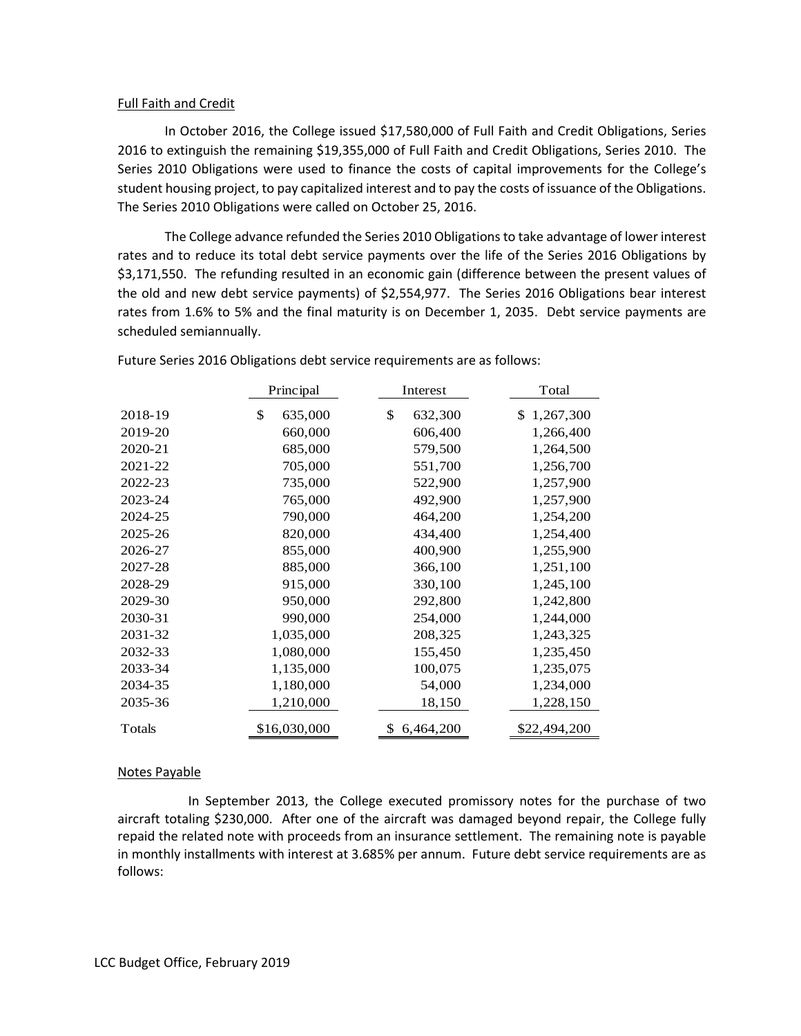Full Faith and Credit

In October 2016, the College issued $17,580,000 of Full Faith and Credit Obligations, Series 2016 to extinguish the remaining $19,355,000 of Full Faith and Credit Obligations, Series 2010. The Series 2010 Obligations were used to finance the costs of capital improvements for the College's student housing project, to pay capitalized interest and to pay the costs of issuance of the Obligations. The Series 2010 Obligations were called on October 25, 2016.

The College advance refunded the Series 2010 Obligations to take advantage of lower interest rates and to reduce its total debt service payments over the life of the Series 2016 Obligations by $3,171,550. The refunding resulted in an economic gain (difference between the present values of the old and new debt service payments) of $2,554,977. The Series 2016 Obligations bear interest rates from 1.6% to 5% and the final maturity is on December 1, 2035. Debt service payments are scheduled semiannually.

Future Series 2016 Obligations debt service requirements are as follows:

| | Principal | Interest | Total |
|---|---|---|---|
| 2018-19 | $ 635,000 | $ 632,300 | $ 1,267,300 |
| 2019-20 | 660,000 | 606,400 | 1,266,400 |
| 2020-21 | 685,000 | 579,500 | 1,264,500 |
| 2021-22 | 705,000 | 551,700 | 1,256,700 |
| 2022-23 | 735,000 | 522,900 | 1,257,900 |
| 2023-24 | 765,000 | 492,900 | 1,257,900 |
| 2024-25 | 790,000 | 464,200 | 1,254,200 |
| 2025-26 | 820,000 | 434,400 | 1,254,400 |
| 2026-27 | 855,000 | 400,900 | 1,255,900 |
| 2027-28 | 885,000 | 366,100 | 1,251,100 |
| 2028-29 | 915,000 | 330,100 | 1,245,100 |
| 2029-30 | 950,000 | 292,800 | 1,242,800 |
| 2030-31 | 990,000 | 254,000 | 1,244,000 |
| 2031-32 | 1,035,000 | 208,325 | 1,243,325 |
| 2032-33 | 1,080,000 | 155,450 | 1,235,450 |
| 2033-34 | 1,135,000 | 100,075 | 1,235,075 |
| 2034-35 | 1,180,000 | 54,000 | 1,234,000 |
| 2035-36 | 1,210,000 | 18,150 | 1,228,150 |
| Totals | $16,030,000 | $ 6,464,200 | $22,494,200 |

Notes Payable

In September 2013, the College executed promissory notes for the purchase of two aircraft totaling $230,000. After one of the aircraft was damaged beyond repair, the College fully repaid the related note with proceeds from an insurance settlement. The remaining note is payable in monthly installments with interest at 3.685% per annum. Future debt service requirements are as follows: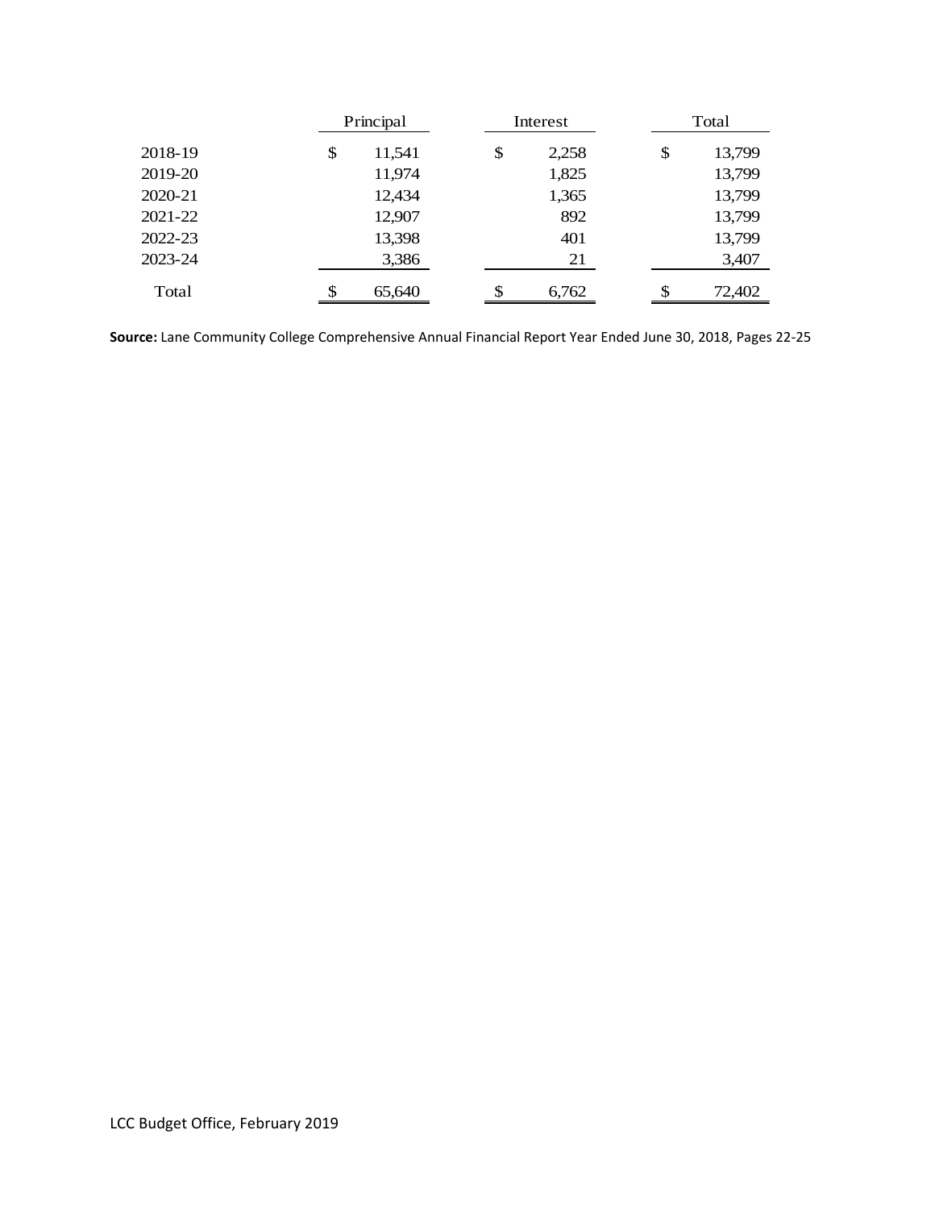| | Principal | Interest | Total |
|---|---|---|---|
| 2018-19 | $ 11,541 | $ 2,258 | $ 13,799 |
| 2019-20 | 11,974 | 1,825 | 13,799 |
| 2020-21 | 12,434 | 1,365 | 13,799 |
| 2021-22 | 12,907 | 892 | 13,799 |
| 2022-23 | 13,398 | 401 | 13,799 |
| 2023-24 | 3,386 | 21 | 3,407 |
| Total | $ 65,640 | $ 6,762 | $ 72,402 |

**Source:** Lane Community College Comprehensive Annual Financial Report Year Ended June 30, 2018, Pages 22-25

LCC Budget Office, February 2019